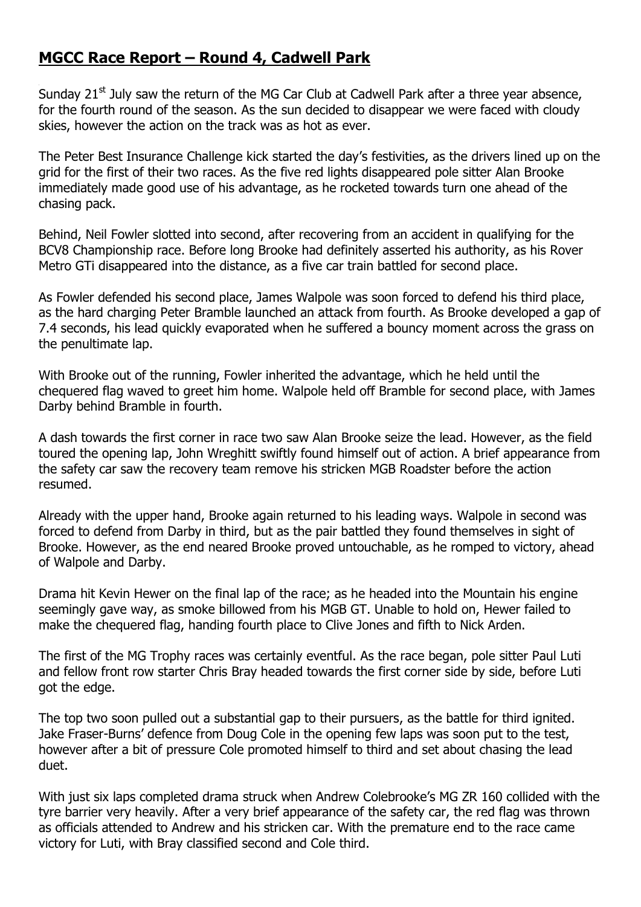## **MGCC Race Report – Round 4, Cadwell Park**

Sunday 21st July saw the return of the MG Car Club at Cadwell Park after a three year absence, for the fourth round of the season. As the sun decided to disappear we were faced with cloudy skies, however the action on the track was as hot as ever.

The Peter Best Insurance Challenge kick started the day's festivities, as the drivers lined up on the grid for the first of their two races. As the five red lights disappeared pole sitter Alan Brooke immediately made good use of his advantage, as he rocketed towards turn one ahead of the chasing pack.

Behind, Neil Fowler slotted into second, after recovering from an accident in qualifying for the BCV8 Championship race. Before long Brooke had definitely asserted his authority, as his Rover Metro GTi disappeared into the distance, as a five car train battled for second place.

As Fowler defended his second place, James Walpole was soon forced to defend his third place, as the hard charging Peter Bramble launched an attack from fourth. As Brooke developed a gap of 7.4 seconds, his lead quickly evaporated when he suffered a bouncy moment across the grass on the penultimate lap.

With Brooke out of the running, Fowler inherited the advantage, which he held until the chequered flag waved to greet him home. Walpole held off Bramble for second place, with James Darby behind Bramble in fourth.

A dash towards the first corner in race two saw Alan Brooke seize the lead. However, as the field toured the opening lap, John Wreghitt swiftly found himself out of action. A brief appearance from the safety car saw the recovery team remove his stricken MGB Roadster before the action resumed.

Already with the upper hand, Brooke again returned to his leading ways. Walpole in second was forced to defend from Darby in third, but as the pair battled they found themselves in sight of Brooke. However, as the end neared Brooke proved untouchable, as he romped to victory, ahead of Walpole and Darby.

Drama hit Kevin Hewer on the final lap of the race; as he headed into the Mountain his engine seemingly gave way, as smoke billowed from his MGB GT. Unable to hold on, Hewer failed to make the chequered flag, handing fourth place to Clive Jones and fifth to Nick Arden.

The first of the MG Trophy races was certainly eventful. As the race began, pole sitter Paul Luti and fellow front row starter Chris Bray headed towards the first corner side by side, before Luti got the edge.

The top two soon pulled out a substantial gap to their pursuers, as the battle for third ignited. Jake Fraser-Burns' defence from Doug Cole in the opening few laps was soon put to the test, however after a bit of pressure Cole promoted himself to third and set about chasing the lead duet.

With just six laps completed drama struck when Andrew Colebrooke's MG ZR 160 collided with the tyre barrier very heavily. After a very brief appearance of the safety car, the red flag was thrown as officials attended to Andrew and his stricken car. With the premature end to the race came victory for Luti, with Bray classified second and Cole third.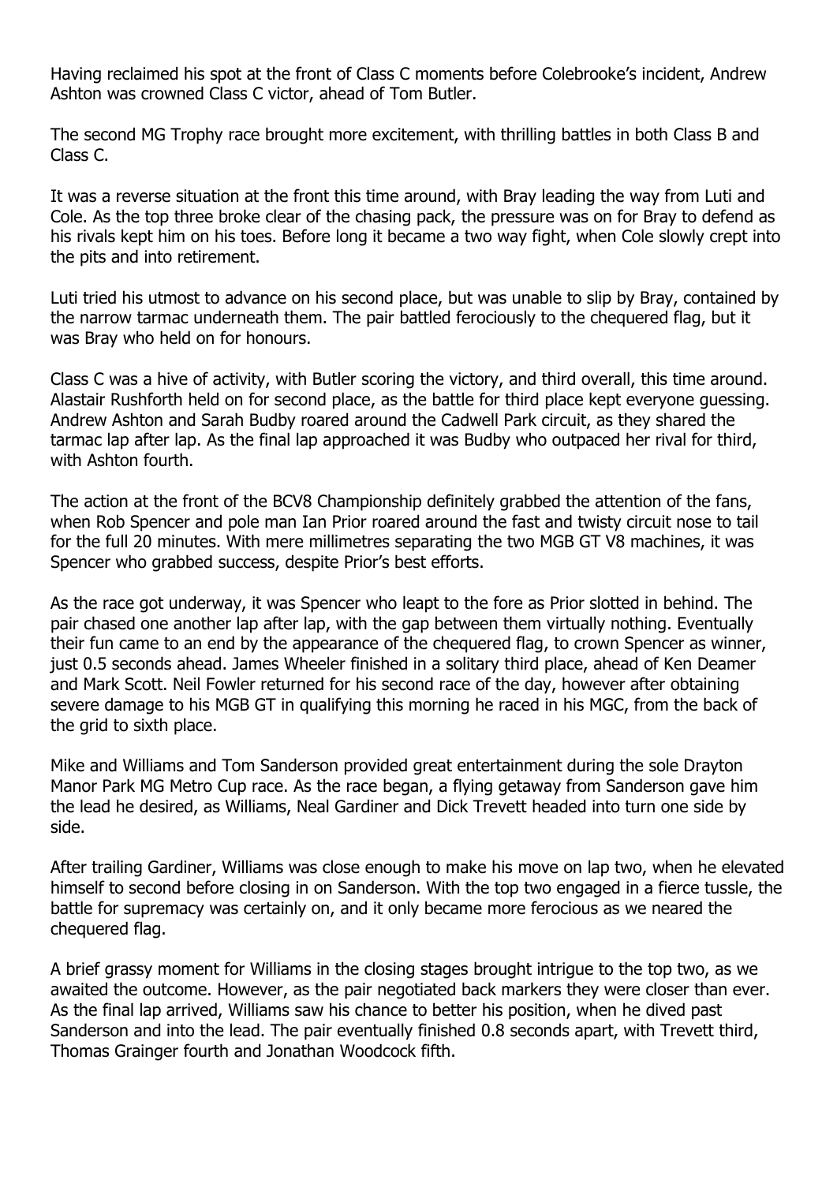Having reclaimed his spot at the front of Class C moments before Colebrooke's incident, Andrew Ashton was crowned Class C victor, ahead of Tom Butler.

The second MG Trophy race brought more excitement, with thrilling battles in both Class B and Class C.

It was a reverse situation at the front this time around, with Bray leading the way from Luti and Cole. As the top three broke clear of the chasing pack, the pressure was on for Bray to defend as his rivals kept him on his toes. Before long it became a two way fight, when Cole slowly crept into the pits and into retirement.

Luti tried his utmost to advance on his second place, but was unable to slip by Bray, contained by the narrow tarmac underneath them. The pair battled ferociously to the chequered flag, but it was Bray who held on for honours.

Class C was a hive of activity, with Butler scoring the victory, and third overall, this time around. Alastair Rushforth held on for second place, as the battle for third place kept everyone guessing. Andrew Ashton and Sarah Budby roared around the Cadwell Park circuit, as they shared the tarmac lap after lap. As the final lap approached it was Budby who outpaced her rival for third, with Ashton fourth.

The action at the front of the BCV8 Championship definitely grabbed the attention of the fans, when Rob Spencer and pole man Ian Prior roared around the fast and twisty circuit nose to tail for the full 20 minutes. With mere millimetres separating the two MGB GT V8 machines, it was Spencer who grabbed success, despite Prior's best efforts.

As the race got underway, it was Spencer who leapt to the fore as Prior slotted in behind. The pair chased one another lap after lap, with the gap between them virtually nothing. Eventually their fun came to an end by the appearance of the chequered flag, to crown Spencer as winner, just 0.5 seconds ahead. James Wheeler finished in a solitary third place, ahead of Ken Deamer and Mark Scott. Neil Fowler returned for his second race of the day, however after obtaining severe damage to his MGB GT in qualifying this morning he raced in his MGC, from the back of the grid to sixth place.

Mike and Williams and Tom Sanderson provided great entertainment during the sole Drayton Manor Park MG Metro Cup race. As the race began, a flying getaway from Sanderson gave him the lead he desired, as Williams, Neal Gardiner and Dick Trevett headed into turn one side by side.

After trailing Gardiner, Williams was close enough to make his move on lap two, when he elevated himself to second before closing in on Sanderson. With the top two engaged in a fierce tussle, the battle for supremacy was certainly on, and it only became more ferocious as we neared the chequered flag.

A brief grassy moment for Williams in the closing stages brought intrigue to the top two, as we awaited the outcome. However, as the pair negotiated back markers they were closer than ever. As the final lap arrived, Williams saw his chance to better his position, when he dived past Sanderson and into the lead. The pair eventually finished 0.8 seconds apart, with Trevett third, Thomas Grainger fourth and Jonathan Woodcock fifth.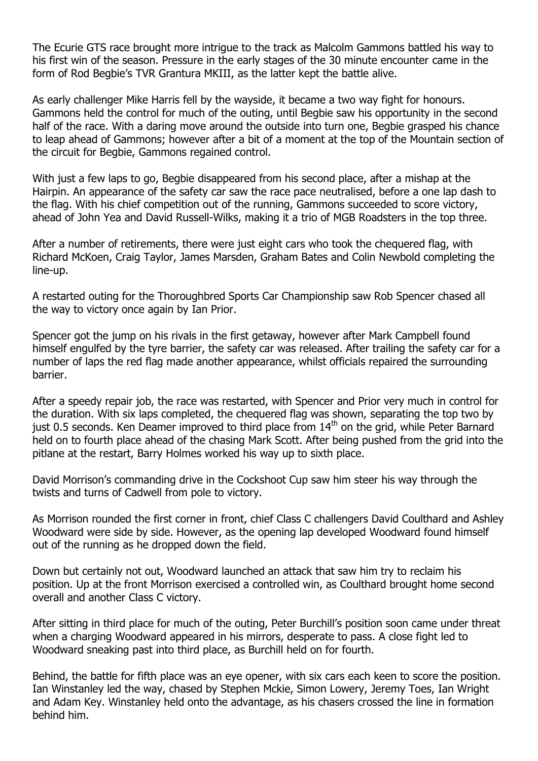The Ecurie GTS race brought more intrigue to the track as Malcolm Gammons battled his way to his first win of the season. Pressure in the early stages of the 30 minute encounter came in the form of Rod Begbie's TVR Grantura MKIII, as the latter kept the battle alive.

As early challenger Mike Harris fell by the wayside, it became a two way fight for honours. Gammons held the control for much of the outing, until Begbie saw his opportunity in the second half of the race. With a daring move around the outside into turn one, Begbie grasped his chance to leap ahead of Gammons; however after a bit of a moment at the top of the Mountain section of the circuit for Begbie, Gammons regained control.

With just a few laps to go, Begbie disappeared from his second place, after a mishap at the Hairpin. An appearance of the safety car saw the race pace neutralised, before a one lap dash to the flag. With his chief competition out of the running, Gammons succeeded to score victory, ahead of John Yea and David Russell-Wilks, making it a trio of MGB Roadsters in the top three.

After a number of retirements, there were just eight cars who took the chequered flag, with Richard McKoen, Craig Taylor, James Marsden, Graham Bates and Colin Newbold completing the line-up.

A restarted outing for the Thoroughbred Sports Car Championship saw Rob Spencer chased all the way to victory once again by Ian Prior.

Spencer got the jump on his rivals in the first getaway, however after Mark Campbell found himself engulfed by the tyre barrier, the safety car was released. After trailing the safety car for a number of laps the red flag made another appearance, whilst officials repaired the surrounding barrier.

After a speedy repair job, the race was restarted, with Spencer and Prior very much in control for the duration. With six laps completed, the chequered flag was shown, separating the top two by just 0.5 seconds. Ken Deamer improved to third place from 14th on the grid, while Peter Barnard held on to fourth place ahead of the chasing Mark Scott. After being pushed from the grid into the pitlane at the restart, Barry Holmes worked his way up to sixth place.

David Morrison's commanding drive in the Cockshoot Cup saw him steer his way through the twists and turns of Cadwell from pole to victory.

As Morrison rounded the first corner in front, chief Class C challengers David Coulthard and Ashley Woodward were side by side. However, as the opening lap developed Woodward found himself out of the running as he dropped down the field.

Down but certainly not out, Woodward launched an attack that saw him try to reclaim his position. Up at the front Morrison exercised a controlled win, as Coulthard brought home second overall and another Class C victory.

After sitting in third place for much of the outing, Peter Burchill's position soon came under threat when a charging Woodward appeared in his mirrors, desperate to pass. A close fight led to Woodward sneaking past into third place, as Burchill held on for fourth.

Behind, the battle for fifth place was an eye opener, with six cars each keen to score the position. Ian Winstanley led the way, chased by Stephen Mckie, Simon Lowery, Jeremy Toes, Ian Wright and Adam Key. Winstanley held onto the advantage, as his chasers crossed the line in formation behind him.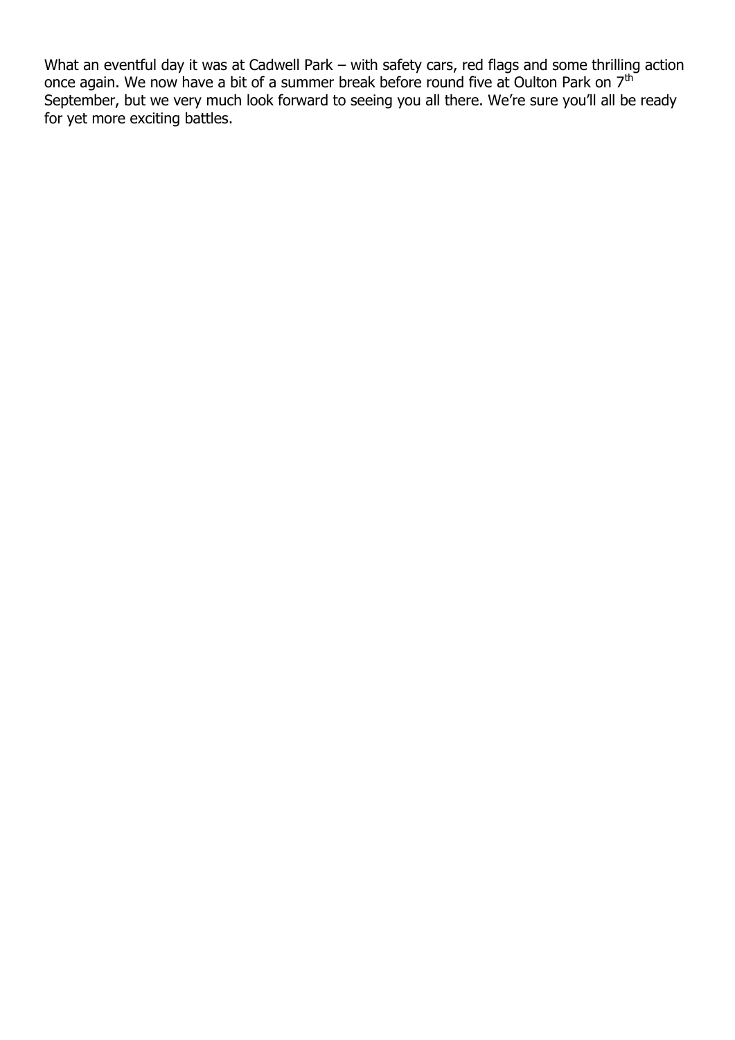What an eventful day it was at Cadwell Park – with safety cars, red flags and some thrilling action once again. We now have a bit of a summer break before round five at Oulton Park on 7th September, but we very much look forward to seeing you all there. We're sure you'll all be ready for yet more exciting battles.